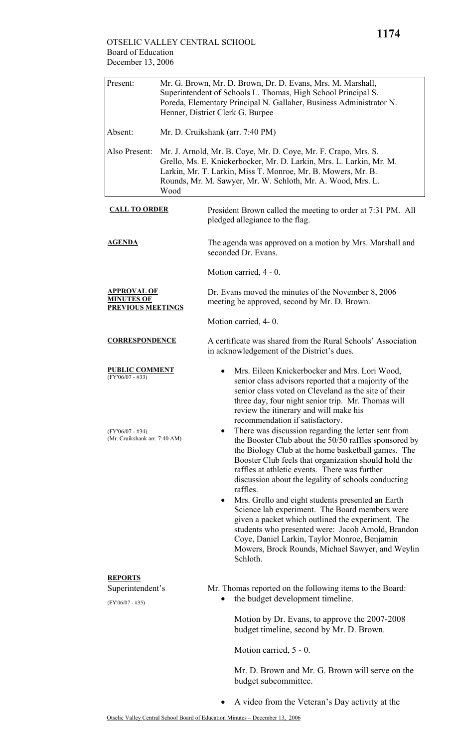OTSELIC VALLEY CENTRAL SCHOOL
Board of Education
December 13, 2006

| | |
|---|---|
| Present: | Mr. G. Brown, Mr. D. Brown, Dr. D. Evans, Mrs. M. Marshall, Superintendent of Schools L. Thomas, High School Principal S. Poreda, Elementary Principal N. Gallaher, Business Administrator N. Henner, District Clerk G. Burpee |
| Absent: | Mr. D. Cruikshank (arr. 7:40 PM) |
| Also Present: | Mr. J. Arnold, Mr. B. Coye, Mr. D. Coye, Mr. F. Crapo, Mrs. S. Grello, Ms. E. Knickerbocker, Mr. D. Larkin, Mrs. L. Larkin, Mr. M. Larkin, Mr. T. Larkin, Miss T. Monroe, Mr. B. Mowers, Mr. B. Rounds, Mr. M. Sawyer, Mr. W. Schloth, Mr. A. Wood, Mrs. L. Wood |

**CALL TO ORDER**

President Brown called the meeting to order at 7:31 PM. All pledged allegiance to the flag.

**AGENDA**

The agenda was approved on a motion by Mrs. Marshall and seconded Dr. Evans.

Motion carried, 4 - 0.

**APPROVAL OF MINUTES OF PREVIOUS MEETINGS**

Dr. Evans moved the minutes of the November 8, 2006 meeting be approved, second by Mr. D. Brown.

Motion carried, 4- 0.

**CORRESPONDENCE**

A certificate was shared from the Rural Schools' Association in acknowledgement of the District's dues.

**PUBLIC COMMENT**

(FY'06/07 - #33)

- Mrs. Eileen Knickerbocker and Mrs. Lori Wood, senior class advisors reported that a majority of the senior class voted on Cleveland as the site of their three day, four night senior trip. Mr. Thomas will review the itinerary and will make his recommendation if satisfactory.

(FY'06/07 - #34)
(Mr. Cruikshank arr. 7:40 AM)

- There was discussion regarding the letter sent from the Booster Club about the 50/50 raffles sponsored by the Biology Club at the home basketball games. The Booster Club feels that organization should hold the raffles at athletic events. There was further discussion about the legality of schools conducting raffles.
- Mrs. Grello and eight students presented an Earth Science lab experiment. The Board members were given a packet which outlined the experiment. The students who presented were: Jacob Arnold, Brandon Coye, Daniel Larkin, Taylor Monroe, Benjamin Mowers, Brock Rounds, Michael Sawyer, and Weylin Schloth.

**REPORTS**

Superintendent's

(FY'06/07 - #35)

Mr. Thomas reported on the following items to the Board:

- the budget development timeline.

  Motion by Dr. Evans, to approve the 2007-2008 budget timeline, second by Mr. D. Brown.

  Motion carried, 5 - 0.

  Mr. D. Brown and Mr. G. Brown will serve on the budget subcommittee.

- A video from the Veteran's Day activity at the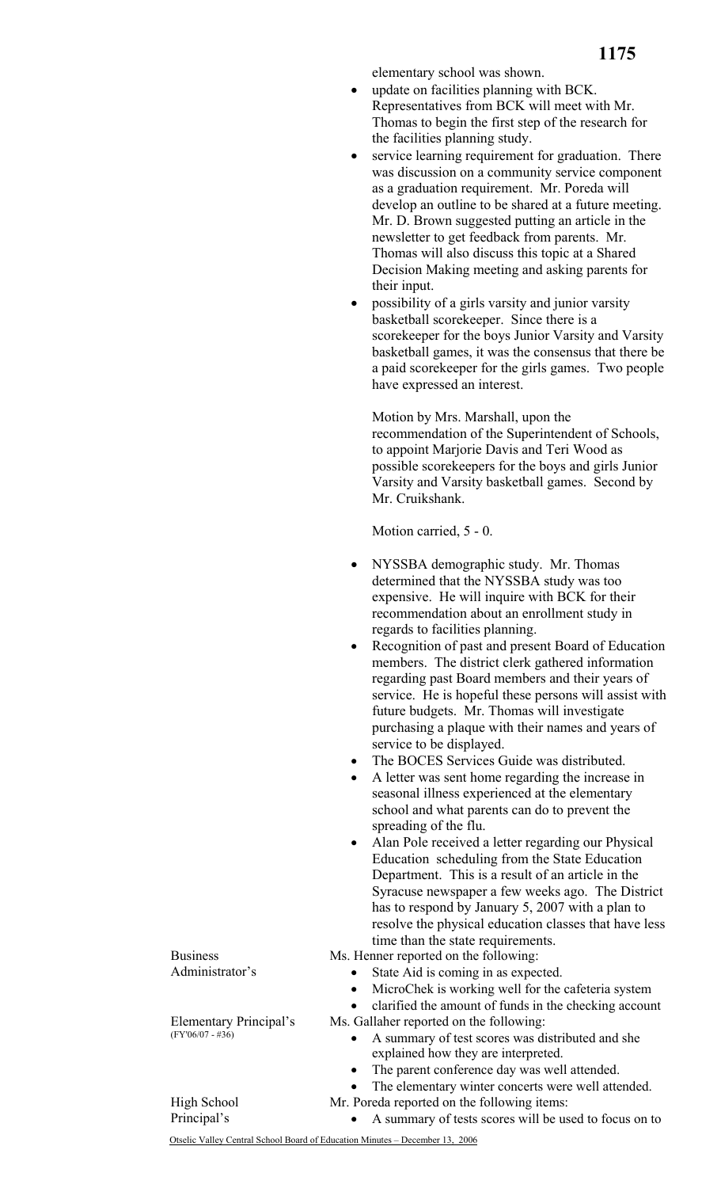elementary school was shown.

- update on facilities planning with BCK. Representatives from BCK will meet with Mr. Thomas to begin the first step of the research for the facilities planning study.
- service learning requirement for graduation. There was discussion on a community service component as a graduation requirement. Mr. Poreda will develop an outline to be shared at a future meeting. Mr. D. Brown suggested putting an article in the newsletter to get feedback from parents. Mr. Thomas will also discuss this topic at a Shared Decision Making meeting and asking parents for their input.
- possibility of a girls varsity and junior varsity basketball scorekeeper. Since there is a scorekeeper for the boys Junior Varsity and Varsity basketball games, it was the consensus that there be a paid scorekeeper for the girls games. Two people have expressed an interest.

  Motion by Mrs. Marshall, upon the recommendation of the Superintendent of Schools, to appoint Marjorie Davis and Teri Wood as possible scorekeepers for the boys and girls Junior Varsity and Varsity basketball games. Second by Mr. Cruikshank.

  Motion carried, 5 - 0.

- NYSSBA demographic study. Mr. Thomas determined that the NYSSBA study was too expensive. He will inquire with BCK for their recommendation about an enrollment study in regards to facilities planning.
- Recognition of past and present Board of Education members. The district clerk gathered information regarding past Board members and their years of service. He is hopeful these persons will assist with future budgets. Mr. Thomas will investigate purchasing a plaque with their names and years of service to be displayed.
- The BOCES Services Guide was distributed.
- A letter was sent home regarding the increase in seasonal illness experienced at the elementary school and what parents can do to prevent the spreading of the flu.
- Alan Pole received a letter regarding our Physical Education scheduling from the State Education Department. This is a result of an article in the Syracuse newspaper a few weeks ago. The District has to respond by January 5, 2007 with a plan to resolve the physical education classes that have less time than the state requirements.

Business Administrator's

Ms. Henner reported on the following:

- State Aid is coming in as expected.
- MicroChek is working well for the cafeteria system
- clarified the amount of funds in the checking account

Elementary Principal's (FY'06/07 - #36)

Ms. Gallaher reported on the following:

- A summary of test scores was distributed and she explained how they are interpreted.
- The parent conference day was well attended.
- The elementary winter concerts were well attended.

High School Principal's

Mr. Poreda reported on the following items:

- A summary of tests scores will be used to focus on to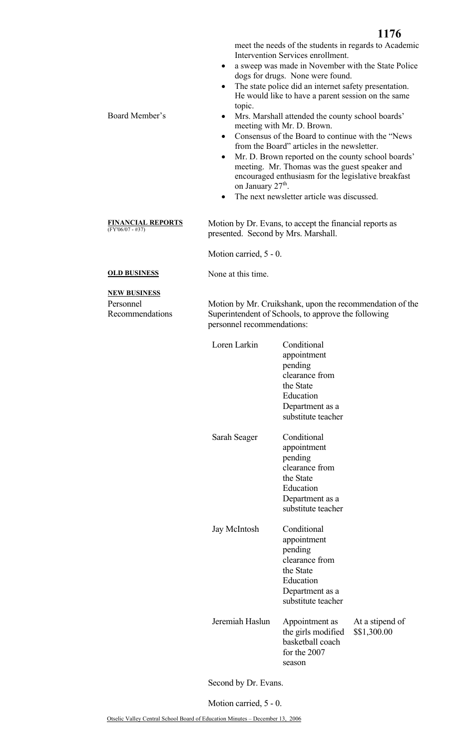meet the needs of the students in regards to Academic Intervention Services enrollment.

- a sweep was made in November with the State Police dogs for drugs. None were found.
- The state police did an internet safety presentation. He would like to have a parent session on the same topic.

Board Member's

- Mrs. Marshall attended the county school boards' meeting with Mr. D. Brown.
- Consensus of the Board to continue with the "News from the Board" articles in the newsletter.
- Mr. D. Brown reported on the county school boards' meeting. Mr. Thomas was the guest speaker and encouraged enthusiasm for the legislative breakfast on January 27th.
- The next newsletter article was discussed.

**FINANCIAL REPORTS**
(FY'06/07 - #37)

Motion by Dr. Evans, to accept the financial reports as presented. Second by Mrs. Marshall.

Motion carried, 5 - 0.

**OLD BUSINESS**

None at this time.

**NEW BUSINESS**

Personnel Recommendations

Motion by Mr. Cruikshank, upon the recommendation of the Superintendent of Schools, to approve the following personnel recommendations:

| | | |
|---|---|---|
| Loren Larkin | Conditional appointment pending clearance from the State Education Department as a substitute teacher | |
| Sarah Seager | Conditional appointment pending clearance from the State Education Department as a substitute teacher | |
| Jay McIntosh | Conditional appointment pending clearance from the State Education Department as a substitute teacher | |
| Jeremiah Haslun | Appointment as the girls modified basketball coach for the 2007 season | At a stipend of $$1,300.00 |

Second by Dr. Evans.

Motion carried, 5 - 0.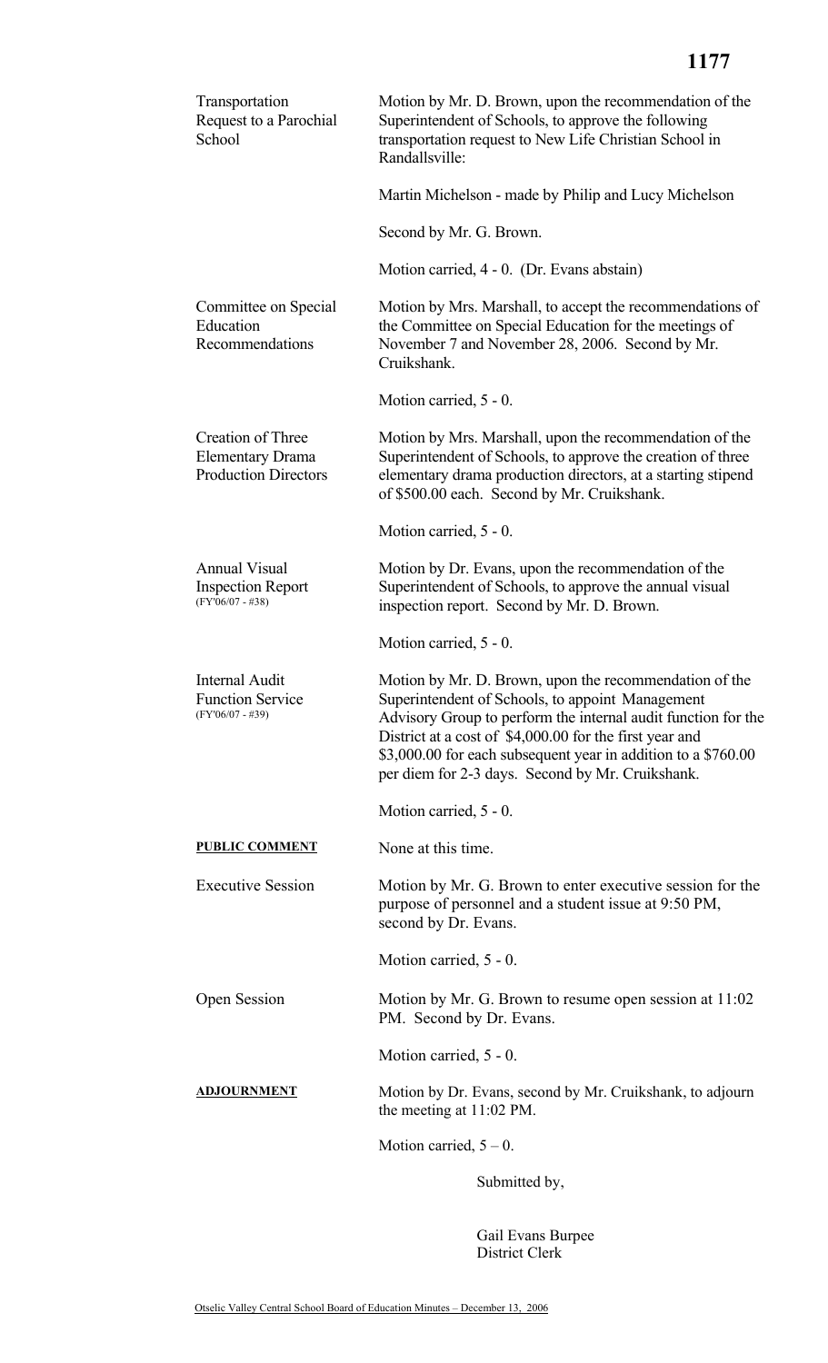**Transportation Request to a Parochial School**

Motion by Mr. D. Brown, upon the recommendation of the Superintendent of Schools, to approve the following transportation request to New Life Christian School in Randallsville:

Martin Michelson - made by Philip and Lucy Michelson

Second by Mr. G. Brown.

Motion carried, 4 - 0. (Dr. Evans abstain)

**Committee on Special Education Recommendations**

Motion by Mrs. Marshall, to accept the recommendations of the Committee on Special Education for the meetings of November 7 and November 28, 2006. Second by Mr. Cruikshank.

Motion carried, 5 - 0.

**Creation of Three Elementary Drama Production Directors**

Motion by Mrs. Marshall, upon the recommendation of the Superintendent of Schools, to approve the creation of three elementary drama production directors, at a starting stipend of $500.00 each. Second by Mr. Cruikshank.

Motion carried, 5 - 0.

**Annual Visual Inspection Report** (FY'06/07 - #38)

Motion by Dr. Evans, upon the recommendation of the Superintendent of Schools, to approve the annual visual inspection report. Second by Mr. D. Brown.

Motion carried, 5 - 0.

**Internal Audit Function Service** (FY'06/07 - #39)

Motion by Mr. D. Brown, upon the recommendation of the Superintendent of Schools, to appoint Management Advisory Group to perform the internal audit function for the District at a cost of $4,000.00 for the first year and $3,000.00 for each subsequent year in addition to a $760.00 per diem for 2-3 days. Second by Mr. Cruikshank.

Motion carried, 5 - 0.

**PUBLIC COMMENT**

None at this time.

**Executive Session**

Motion by Mr. G. Brown to enter executive session for the purpose of personnel and a student issue at 9:50 PM, second by Dr. Evans.

Motion carried, 5 - 0.

**Open Session**

Motion by Mr. G. Brown to resume open session at 11:02 PM. Second by Dr. Evans.

Motion carried, 5 - 0.

**ADJOURNMENT**

Motion by Dr. Evans, second by Mr. Cruikshank, to adjourn the meeting at 11:02 PM.

Motion carried, 5 – 0.

Submitted by,

Gail Evans Burpee
District Clerk